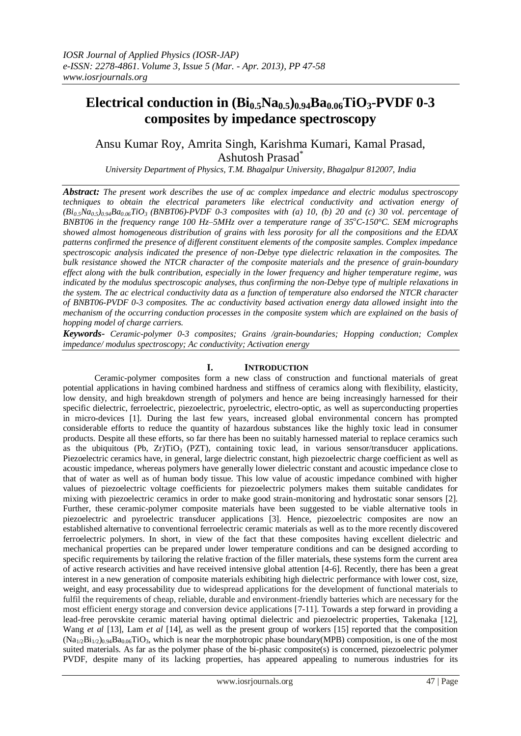# Electrical conduction in $(Bi_{0.5}Na_{0.5})_{0.94}Ba_{0.06}TiO_3$-PVDF 0-3 composites by impedance spectroscopy

Ansu Kumar Roy, Amrita Singh, Karishma Kumari, Kamal Prasad, Ashutosh Prasad[*]

*University Department of Physics, T.M. Bhagalpur University, Bhagalpur 812007, India*

***Abstract:*** *The present work describes the use of ac complex impedance and electric modulus spectroscopy techniques to obtain the electrical parameters like electrical conductivity and activation energy of $(Bi_{0.5}Na_{0.5})_{0.94}Ba_{0.06}TiO_3$ (BNBT06)-PVDF 0-3 composites with (a) 10, (b) 20 and (c) 30 vol. percentage of BNBT06 in the frequency range 100 Hz–5MHz over a temperature range of 35°C-150°C. SEM micrographs showed almost homogeneous distribution of grains with less porosity for all the compositions and the EDAX patterns confirmed the presence of different constituent elements of the composite samples. Complex impedance spectroscopic analysis indicated the presence of non-Debye type dielectric relaxation in the composites. The bulk resistance showed the NTCR character of the composite materials and the presence of grain-boundary effect along with the bulk contribution, especially in the lower frequency and higher temperature regime, was indicated by the modulus spectroscopic analyses, thus confirming the non-Debye type of multiple relaxations in the system. The ac electrical conductivity data as a function of temperature also endorsed the NTCR character of BNBT06-PVDF 0-3 composites. The ac conductivity based activation energy data allowed insight into the mechanism of the occurring conduction processes in the composite system which are explained on the basis of hopping model of charge carriers.*

***Keywords-*** *Ceramic-polymer 0-3 composites; Grains /grain-boundaries; Hopping conduction; Complex impedance/ modulus spectroscopy; Ac conductivity; Activation energy*

## I. Introduction

Ceramic-polymer composites form a new class of construction and functional materials of great potential applications in having combined hardness and stiffness of ceramics along with flexibility, elasticity, low density, and high breakdown strength of polymers and hence are being increasingly harnessed for their specific dielectric, ferroelectric, piezoelectric, pyroelectric, electro-optic, as well as superconducting properties in micro-devices [1]. During the last few years, increased global environmental concern has prompted considerable efforts to reduce the quantity of hazardous substances like the highly toxic lead in consumer products. Despite all these efforts, so far there has been no suitably harnessed material to replace ceramics such as the ubiquitous (Pb, Zr)$TiO_3$ (PZT), containing toxic lead, in various sensor/transducer applications. Piezoelectric ceramics have, in general, large dielectric constant, high piezoelectric charge coefficient as well as acoustic impedance, whereas polymers have generally lower dielectric constant and acoustic impedance close to that of water as well as of human body tissue. This low value of acoustic impedance combined with higher values of piezoelectric voltage coefficients for piezoelectric polymers makes them suitable candidates for mixing with piezoelectric ceramics in order to make good strain-monitoring and hydrostatic sonar sensors [2]. Further, these ceramic-polymer composite materials have been suggested to be viable alternative tools in piezoelectric and pyroelectric transducer applications [3]. Hence, piezoelectric composites are now an established alternative to conventional ferroelectric ceramic materials as well as to the more recently discovered ferroelectric polymers. In short, in view of the fact that these composites having excellent dielectric and mechanical properties can be prepared under lower temperature conditions and can be designed according to specific requirements by tailoring the relative fraction of the filler materials, these systems form the current area of active research activities and have received intensive global attention [4-6]. Recently, there has been a great interest in a new generation of composite materials exhibiting high dielectric performance with lower cost, size, weight, and easy processability due to widespread applications for the development of functional materials to fulfil the requirements of cheap, reliable, durable and environment-friendly batteries which are necessary for the most efficient energy storage and conversion device applications [7-11]. Towards a step forward in providing a lead-free perovskite ceramic material having optimal dielectric and piezoelectric properties, Takenaka [12], Wang *et al* [13], Lam *et al* [14], as well as the present group of workers [15] reported that the composition $(Na_{1/2}Bi_{1/2})_{0.94}Ba_{0.06}TiO_3$, which is near the morphotropic phase boundary(MPB) composition, is one of the most suited materials. As far as the polymer phase of the bi-phasic composite(s) is concerned, piezoelectric polymer PVDF, despite many of its lacking properties, has appeared appealing to numerous industries for its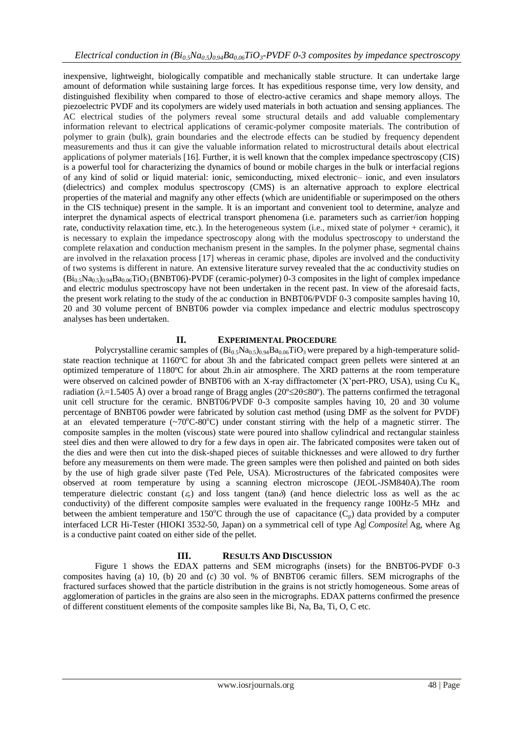inexpensive, lightweight, biologically compatible and mechanically stable structure. It can undertake large amount of deformation while sustaining large forces. It has expeditious response time, very low density, and distinguished flexibility when compared to those of electro-active ceramics and shape memory alloys. The piezoelectric PVDF and its copolymers are widely used materials in both actuation and sensing appliances. The AC electrical studies of the polymers reveal some structural details and add valuable complementary information relevant to electrical applications of ceramic-polymer composite materials. The contribution of polymer to grain (bulk), grain boundaries and the electrode effects can be studied by frequency dependent measurements and thus it can give the valuable information related to microstructural details about electrical applications of polymer materials [16]. Further, it is well known that the complex impedance spectroscopy (CIS) is a powerful tool for characterizing the dynamics of bound or mobile charges in the bulk or interfacial regions of any kind of solid or liquid material: ionic, semiconducting, mixed electronic– ionic, and even insulators (dielectrics) and complex modulus spectroscopy (CMS) is an alternative approach to explore electrical properties of the material and magnify any other effects (which are unidentifiable or superimposed on the others in the CIS technique) present in the sample. It is an important and convenient tool to determine, analyze and interpret the dynamical aspects of electrical transport phenomena (i.e. parameters such as carrier/ion hopping rate, conductivity relaxation time, etc.). In the heterogeneous system (i.e., mixed state of polymer + ceramic), it is necessary to explain the impedance spectroscopy along with the modulus spectroscopy to understand the complete relaxation and conduction mechanism present in the samples. In the polymer phase, segmental chains are involved in the relaxation process [17] whereas in ceramic phase, dipoles are involved and the conductivity of two systems is different in nature. An extensive literature survey revealed that the ac conductivity studies on $(Bi_{0.5}Na_{0.5})_{0.94}Ba_{0.06}TiO_3$ (BNBT06)-PVDF (ceramic-polymer) 0-3 composites in the light of complex impedance and electric modulus spectroscopy have not been undertaken in the recent past. In view of the aforesaid facts, the present work relating to the study of the ac conduction in BNBT06/PVDF 0-3 composite samples having 10, 20 and 30 volume percent of BNBT06 powder via complex impedance and electric modulus spectroscopy analyses has been undertaken.

## II. Experimental Procedure

Polycrystalline ceramic samples of $(Bi_{0.5}Na_{0.5})_{0.94}Ba_{0.06}TiO_3$ were prepared by a high-temperature solid-state reaction technique at 1160ºC for about 3h and the fabricated compact green pellets were sintered at an optimized temperature of 1180ºC for about 2h.in air atmosphere. The XRD patterns at the room temperature were observed on calcined powder of BNBT06 with an X-ray diffractometer (X'pert-PRO, USA), using Cu $K_\alpha$ radiation ($\lambda$=1.5405 Å) over a broad range of Bragg angles ($20º \leq 2\theta \leq 80º$). The patterns confirmed the tetragonal unit cell structure for the ceramic. BNBT06/PVDF 0-3 composite samples having 10, 20 and 30 volume percentage of BNBT06 powder were fabricated by solution cast method (using DMF as the solvent for PVDF) at an elevated temperature (~70ºC-80ºC) under constant stirring with the help of a magnetic stirrer. The composite samples in the molten (viscous) state were poured into shallow cylindrical and rectangular stainless steel dies and then were allowed to dry for a few days in open air. The fabricated composites were taken out of the dies and were then cut into the disk-shaped pieces of suitable thicknesses and were allowed to dry further before any measurements on them were made. The green samples were then polished and painted on both sides by the use of high grade silver paste (Ted Pele, USA). Microstructures of the fabricated composites were observed at room temperature by using a scanning electron microscope (JEOL-JSM840A).The room temperature dielectric constant ($\varepsilon_r$) and loss tangent ($\tan\delta$) (and hence dielectric loss as well as the ac conductivity) of the different composite samples were evaluated in the frequency range 100Hz-5 MHz and between the ambient temperature and 150ºC through the use of capacitance ($C_p$) data provided by a computer interfaced LCR Hi-Tester (HIOKI 3532-50, Japan) on a symmetrical cell of type Ag| *Composite*| Ag, where Ag is a conductive paint coated on either side of the pellet.

## III. Results And Discussion

Figure 1 shows the EDAX patterns and SEM micrographs (insets) for the BNBT06-PVDF 0-3 composites having (a) 10, (b) 20 and (c) 30 vol. % of BNBT06 ceramic fillers. SEM micrographs of the fractured surfaces showed that the particle distribution in the grains is not strictly homogeneous. Some areas of agglomeration of particles in the grains are also seen in the micrographs. EDAX patterns confirmed the presence of different constituent elements of the composite samples like Bi, Na, Ba, Ti, O, C etc.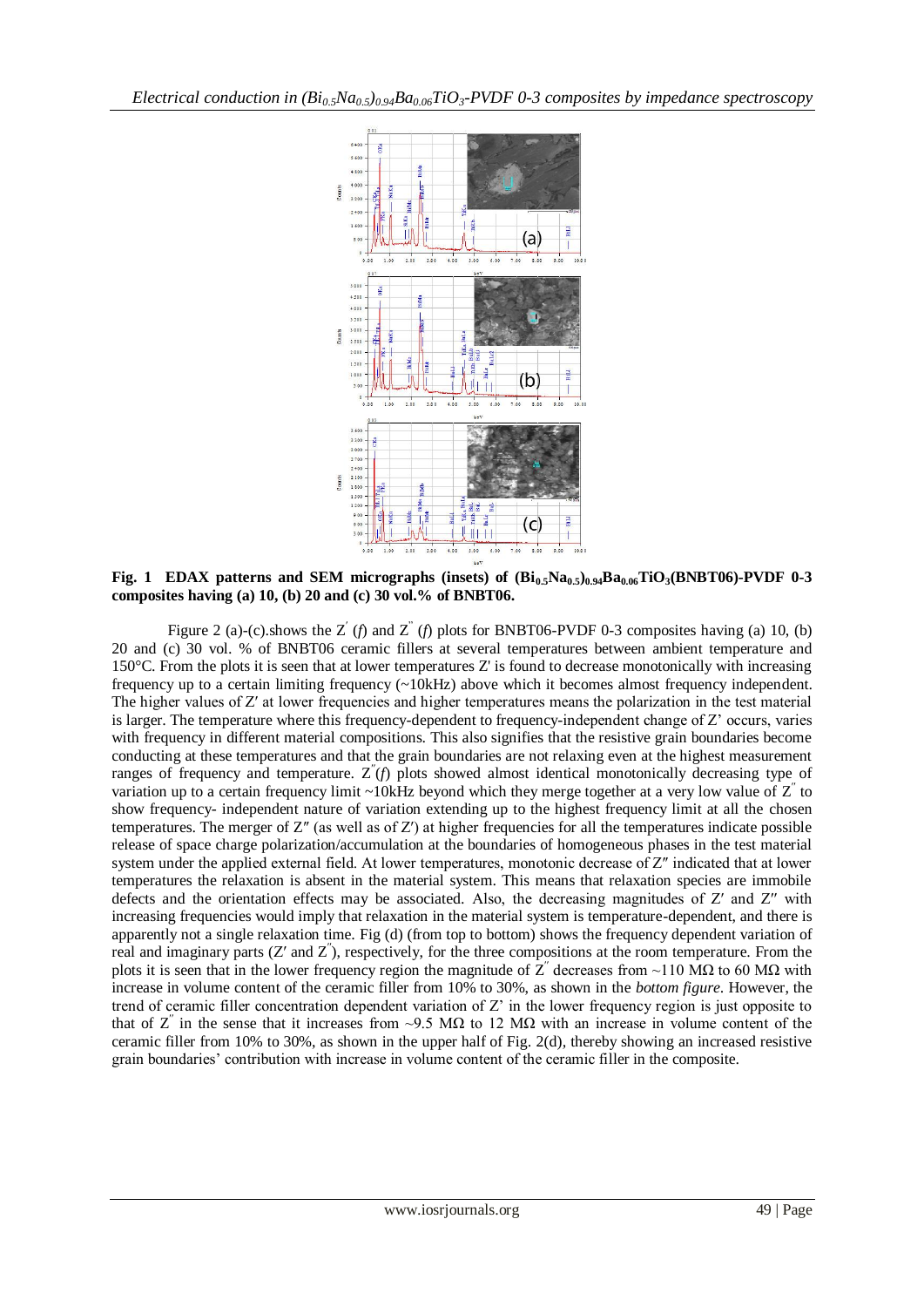**Fig. 1 EDAX patterns and SEM micrographs (insets) of $(Bi_{0.5}Na_{0.5})_{0.94}Ba_{0.06}TiO_3$(BNBT06)-PVDF 0-3 composites having (a) 10, (b) 20 and (c) 30 vol.% of BNBT06.**

Figure 2 (a)-(c).shows the $Z'$ ($f$) and $Z''$ ($f$) plots for BNBT06-PVDF 0-3 composites having (a) 10, (b) 20 and (c) 30 vol. % of BNBT06 ceramic fillers at several temperatures between ambient temperature and 150°C. From the plots it is seen that at lower temperatures Z' is found to decrease monotonically with increasing frequency up to a certain limiting frequency (~10kHz) above which it becomes almost frequency independent. The higher values of Z′ at lower frequencies and higher temperatures means the polarization in the test material is larger. The temperature where this frequency-dependent to frequency-independent change of Z' occurs, varies with frequency in different material compositions. This also signifies that the resistive grain boundaries become conducting at these temperatures and that the grain boundaries are not relaxing even at the highest measurement ranges of frequency and temperature. $Z''(f)$ plots showed almost identical monotonically decreasing type of variation up to a certain frequency limit ~10kHz beyond which they merge together at a very low value of $Z''$ to show frequency- independent nature of variation extending up to the highest frequency limit at all the chosen temperatures. The merger of Z″ (as well as of Z′) at higher frequencies for all the temperatures indicate possible release of space charge polarization/accumulation at the boundaries of homogeneous phases in the test material system under the applied external field. At lower temperatures, monotonic decrease of Z″ indicated that at lower temperatures the relaxation is absent in the material system. This means that relaxation species are immobile defects and the orientation effects may be associated. Also, the decreasing magnitudes of Z′ and Z″ with increasing frequencies would imply that relaxation in the material system is temperature-dependent, and there is apparently not a single relaxation time. Fig (d) (from top to bottom) shows the frequency dependent variation of real and imaginary parts (Z′ and $Z''$), respectively, for the three compositions at the room temperature. From the plots it is seen that in the lower frequency region the magnitude of $Z''$ decreases from ~110 MΩ to 60 MΩ with increase in volume content of the ceramic filler from 10% to 30%, as shown in the *bottom figure*. However, the trend of ceramic filler concentration dependent variation of Z' in the lower frequency region is just opposite to that of $Z''$ in the sense that it increases from ~9.5 MΩ to 12 MΩ with an increase in volume content of the ceramic filler from 10% to 30%, as shown in the upper half of Fig. 2(d), thereby showing an increased resistive grain boundaries' contribution with increase in volume content of the ceramic filler in the composite.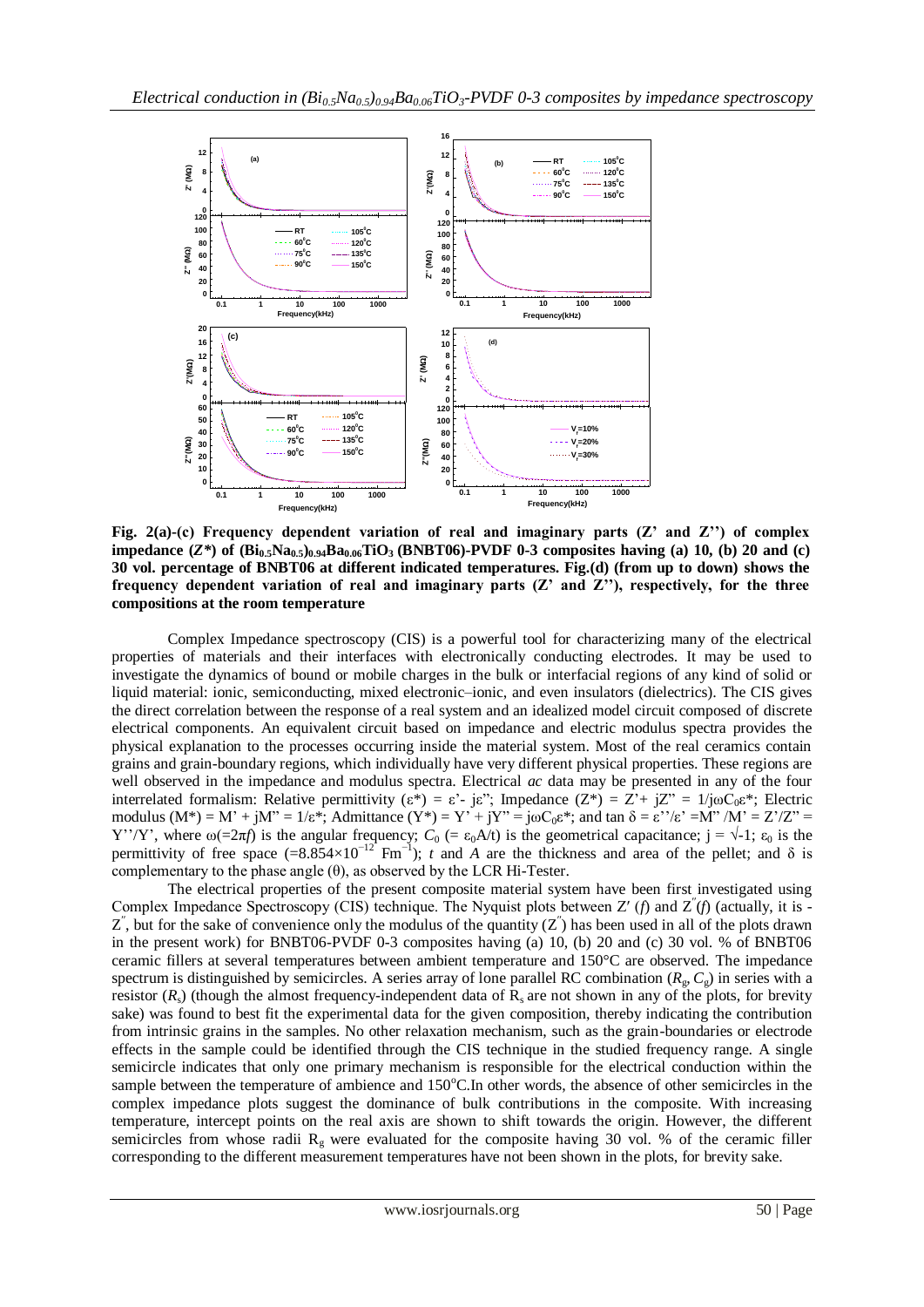**Fig. 2(a)-(c) Frequency dependent variation of real and imaginary parts (Z' and Z'') of complex impedance ($Z^*$) of $(Bi_{0.5}Na_{0.5})_{0.94}Ba_{0.06}TiO_3$ (BNBT06)-PVDF 0-3 composites having (a) 10, (b) 20 and (c) 30 vol. percentage of BNBT06 at different indicated temperatures. Fig.(d) (from up to down) shows the frequency dependent variation of real and imaginary parts (Z' and Z''), respectively, for the three compositions at the room temperature**

Complex Impedance spectroscopy (CIS) is a powerful tool for characterizing many of the electrical properties of materials and their interfaces with electronically conducting electrodes. It may be used to investigate the dynamics of bound or mobile charges in the bulk or interfacial regions of any kind of solid or liquid material: ionic, semiconducting, mixed electronic–ionic, and even insulators (dielectrics). The CIS gives the direct correlation between the response of a real system and an idealized model circuit composed of discrete electrical components. An equivalent circuit based on impedance and electric modulus spectra provides the physical explanation to the processes occurring inside the material system. Most of the real ceramics contain grains and grain-boundary regions, which individually have very different physical properties. These regions are well observed in the impedance and modulus spectra. Electrical *ac* data may be presented in any of the four interrelated formalism: Relative permittivity ($\varepsilon^*$) = $\varepsilon'$- j$\varepsilon''$; Impedance ($Z^*$) = $Z'$+ j$Z''$ = $1/j\omega C_0\varepsilon^*$; Electric modulus ($M^*$) = $M'$ + j$M''$ = $1/\varepsilon^*$; Admittance ($Y^*$) = $Y'$ + j$Y''$ = $j\omega C_0\varepsilon^*$; and $\tan\delta = \varepsilon''/\varepsilon' = M''/M' = Z'/Z'' = Y''/Y'$, where $\omega(=2\pi f)$ is the angular frequency; $C_0$ (= $\varepsilon_0 A/t$) is the geometrical capacitance; j = $\sqrt{-1}$; $\varepsilon_0$ is the permittivity of free space ($=8.854\times10^{-12}$ $Fm^{-1}$); *t* and *A* are the thickness and area of the pellet; and $\delta$ is complementary to the phase angle ($\theta$), as observed by the LCR Hi-Tester.

The electrical properties of the present composite material system have been first investigated using Complex Impedance Spectroscopy (CIS) technique. The Nyquist plots between $Z'(f)$ and $Z''(f)$ (actually, it is -$Z''$, but for the sake of convenience only the modulus of the quantity ($Z''$) has been used in all of the plots drawn in the present work) for BNBT06-PVDF 0-3 composites having (a) 10, (b) 20 and (c) 30 vol. % of BNBT06 ceramic fillers at several temperatures between ambient temperature and 150°C are observed. The impedance spectrum is distinguished by semicircles. A series array of lone parallel RC combination ($R_g$, $C_g$) in series with a resistor ($R_s$) (though the almost frequency-independent data of $R_s$ are not shown in any of the plots, for brevity sake) was found to best fit the experimental data for the given composition, thereby indicating the contribution from intrinsic grains in the samples. No other relaxation mechanism, such as the grain-boundaries or electrode effects in the sample could be identified through the CIS technique in the studied frequency range. A single semicircle indicates that only one primary mechanism is responsible for the electrical conduction within the sample between the temperature of ambience and 150°C.In other words, the absence of other semicircles in the complex impedance plots suggest the dominance of bulk contributions in the composite. With increasing temperature, intercept points on the real axis are shown to shift towards the origin. However, the different semicircles from whose radii $R_g$ were evaluated for the composite having 30 vol. % of the ceramic filler corresponding to the different measurement temperatures have not been shown in the plots, for brevity sake.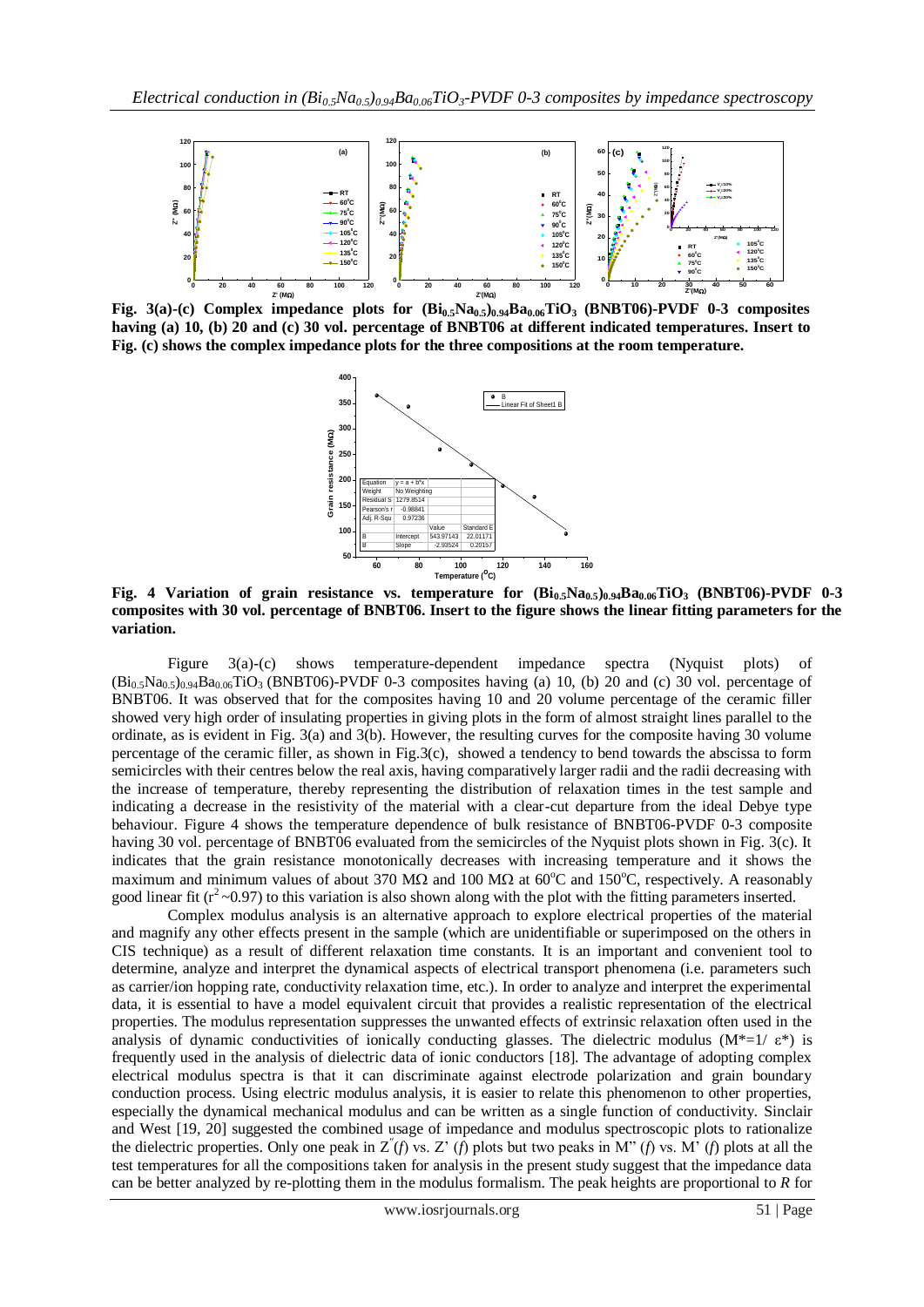Fig. 3(a)-(c) Complex impedance plots for $(Bi_{0.5}Na_{0.5})_{0.94}Ba_{0.06}TiO_3$ (BNBT06)-PVDF 0-3 composites having (a) 10, (b) 20 and (c) 30 vol. percentage of BNBT06 at different indicated temperatures. Insert to Fig. (c) shows the complex impedance plots for the three compositions at the room temperature.

Fig. 4 Variation of grain resistance vs. temperature for $(Bi_{0.5}Na_{0.5})_{0.94}Ba_{0.06}TiO_3$ (BNBT06)-PVDF 0-3 composites with 30 vol. percentage of BNBT06. Insert to the figure shows the linear fitting parameters for the variation.

Figure 3(a)-(c) shows temperature-dependent impedance spectra (Nyquist plots) of $(Bi_{0.5}Na_{0.5})_{0.94}Ba_{0.06}TiO_3$ (BNBT06)-PVDF 0-3 composites having (a) 10, (b) 20 and (c) 30 vol. percentage of BNBT06. It was observed that for the composites having 10 and 20 volume percentage of the ceramic filler showed very high order of insulating properties in giving plots in the form of almost straight lines parallel to the ordinate, as is evident in Fig. 3(a) and 3(b). However, the resulting curves for the composite having 30 volume percentage of the ceramic filler, as shown in Fig.3(c), showed a tendency to bend towards the abscissa to form semicircles with their centres below the real axis, having comparatively larger radii and the radii decreasing with the increase of temperature, thereby representing the distribution of relaxation times in the test sample and indicating a decrease in the resistivity of the material with a clear-cut departure from the ideal Debye type behaviour. Figure 4 shows the temperature dependence of bulk resistance of BNBT06-PVDF 0-3 composite having 30 vol. percentage of BNBT06 evaluated from the semicircles of the Nyquist plots shown in Fig. 3(c). It indicates that the grain resistance monotonically decreases with increasing temperature and it shows the maximum and minimum values of about 370 MΩ and 100 MΩ at 60°C and 150°C, respectively. A reasonably good linear fit ($r^2$ ~0.97) to this variation is also shown along with the plot with the fitting parameters inserted.

Complex modulus analysis is an alternative approach to explore electrical properties of the material and magnify any other effects present in the sample (which are unidentifiable or superimposed on the others in CIS technique) as a result of different relaxation time constants. It is an important and convenient tool to determine, analyze and interpret the dynamical aspects of electrical transport phenomena (i.e. parameters such as carrier/ion hopping rate, conductivity relaxation time, etc.). In order to analyze and interpret the experimental data, it is essential to have a model equivalent circuit that provides a realistic representation of the electrical properties. The modulus representation suppresses the unwanted effects of extrinsic relaxation often used in the analysis of dynamic conductivities of ionically conducting glasses. The dielectric modulus ($M^*=1/\varepsilon^*$) is frequently used in the analysis of dielectric data of ionic conductors [18]. The advantage of adopting complex electrical modulus spectra is that it can discriminate against electrode polarization and grain boundary conduction process. Using electric modulus analysis, it is easier to relate this phenomenon to other properties, especially the dynamical mechanical modulus and can be written as a single function of conductivity. Sinclair and West [19, 20] suggested the combined usage of impedance and modulus spectroscopic plots to rationalize the dielectric properties. Only one peak in $Z''(f)$ vs. $Z'(f)$ plots but two peaks in $M''(f)$ vs. $M'(f)$ plots at all the test temperatures for all the compositions taken for analysis in the present study suggest that the impedance data can be better analyzed by re-plotting them in the modulus formalism. The peak heights are proportional to $R$ for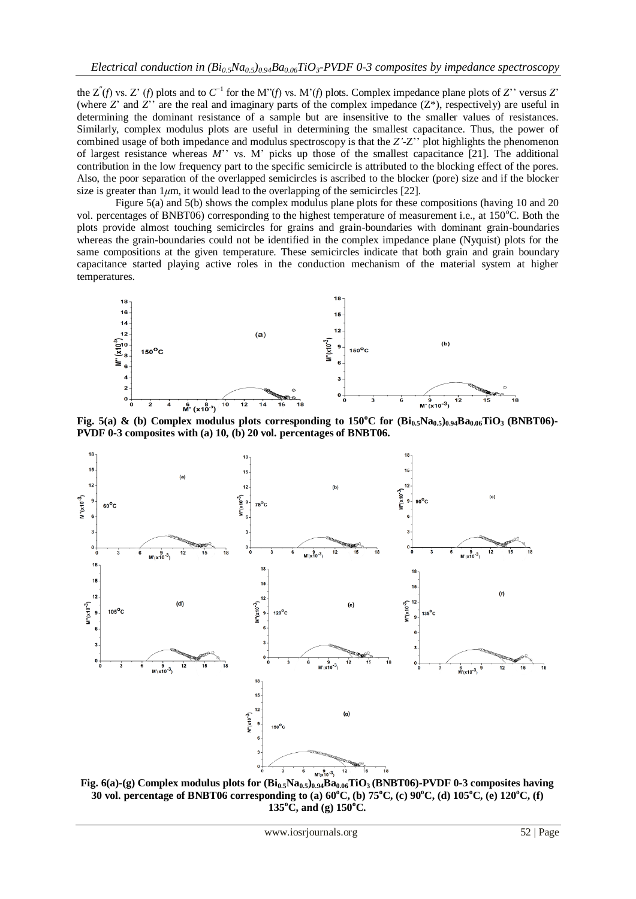the $Z''(f)$ vs. $Z'(f)$ plots and to $C^{-1}$ for the $M''(f)$ vs. $M'(f)$ plots. Complex impedance plane plots of $Z''$ versus $Z'$ (where $Z'$ and $Z''$ are the real and imaginary parts of the complex impedance ($Z^*$), respectively) are useful in determining the dominant resistance of a sample but are insensitive to the smaller values of resistances. Similarly, complex modulus plots are useful in determining the smallest capacitance. Thus, the power of combined usage of both impedance and modulus spectroscopy is that the $Z'$-$Z''$ plot highlights the phenomenon of largest resistance whereas $M''$ vs. $M'$ picks up those of the smallest capacitance [21]. The additional contribution in the low frequency part to the specific semicircle is attributed to the blocking effect of the pores. Also, the poor separation of the overlapped semicircles is ascribed to the blocker (pore) size and if the blocker size is greater than 1$\mu$m, it would lead to the overlapping of the semicircles [22].

Figure 5(a) and 5(b) shows the complex modulus plane plots for these compositions (having 10 and 20 vol. percentages of BNBT06) corresponding to the highest temperature of measurement i.e., at 150°C. Both the plots provide almost touching semicircles for grains and grain-boundaries with dominant grain-boundaries whereas the grain-boundaries could not be identified in the complex impedance plane (Nyquist) plots for the same compositions at the given temperature. These semicircles indicate that both grain and grain boundary capacitance started playing active roles in the conduction mechanism of the material system at higher temperatures.

**Fig. 5(a) & (b) Complex modulus plots corresponding to 150°C for $(Bi_{0.5}Na_{0.5})_{0.94}Ba_{0.06}TiO_3$ (BNBT06)-PVDF 0-3 composites with (a) 10, (b) 20 vol. percentages of BNBT06.**

**Fig. 6(a)-(g) Complex modulus plots for $(Bi_{0.5}Na_{0.5})_{0.94}Ba_{0.06}TiO_3$ (BNBT06)-PVDF 0-3 composites having 30 vol. percentage of BNBT06 corresponding to (a) 60°C, (b) 75°C, (c) 90°C, (d) 105°C, (e) 120°C, (f) 135°C, and (g) 150°C.**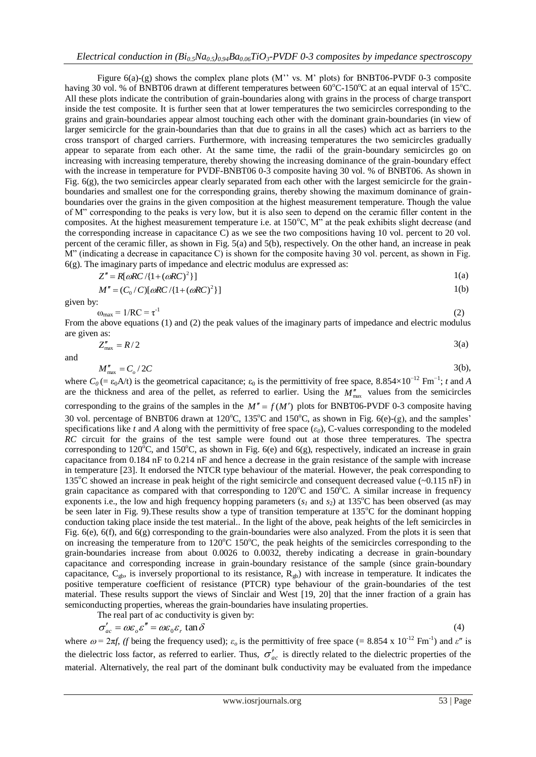Figure 6(a)-(g) shows the complex plane plots (M'' vs. M' plots) for BNBT06-PVDF 0-3 composite having 30 vol. % of BNBT06 drawn at different temperatures between 60°C-150°C at an equal interval of 15°C. All these plots indicate the contribution of grain-boundaries along with grains in the process of charge transport inside the test composite. It is further seen that at lower temperatures the two semicircles corresponding to the grains and grain-boundaries appear almost touching each other with the dominant grain-boundaries (in view of larger semicircle for the grain-boundaries than that due to grains in all the cases) which act as barriers to the cross transport of charged carriers. Furthermore, with increasing temperatures the two semicircles gradually appear to separate from each other. At the same time, the radii of the grain-boundary semicircles go on increasing with increasing temperature, thereby showing the increasing dominance of the grain-boundary effect with the increase in temperature for PVDF-BNBT06 0-3 composite having 30 vol. % of BNBT06. As shown in Fig. 6(g), the two semicircles appear clearly separated from each other with the largest semicircle for the grain-boundaries and smallest one for the corresponding grains, thereby showing the maximum dominance of grain-boundaries over the grains in the given composition at the highest measurement temperature. Though the value of M" corresponding to the peaks is very low, but it is also seen to depend on the ceramic filler content in the composites. At the highest measurement temperature i.e. at 150°C, M" at the peak exhibits slight decrease (and the corresponding increase in capacitance C) as we see the two compositions having 10 vol. percent to 20 vol. percent of the ceramic filler, as shown in Fig. 5(a) and 5(b), respectively. On the other hand, an increase in peak M" (indicating a decrease in capacitance C) is shown for the composite having 30 vol. percent, as shown in Fig. 6(g). The imaginary parts of impedance and electric modulus are expressed as:

$$Z'' = R[\omega RC/\{1+(\omega RC)^2\}] \tag{1(a)}$$

$$M'' = (C_0/C)[\omega RC/\{1+(\omega RC)^2\}] \tag{1(b)}$$

given by:

$$\omega_{max} = 1/RC = \tau^{-1} \tag{2}$$

From the above equations (1) and (2) the peak values of the imaginary parts of impedance and electric modulus are given as:

$$Z''_{max} = R/2 \tag{3(a)}$$

and

$$M''_{max} = C_o/2C \tag{3(b)}$$

where $C_0$ (= $\varepsilon_0 A/t$) is the geometrical capacitance; $\varepsilon_0$ is the permittivity of free space, $8.854\times10^{-12}$ Fm$^{-1}$; $t$ and $A$ are the thickness and area of the pellet, as referred to earlier. Using the $M''_{max}$ values from the semicircles corresponding to the grains of the samples in the $M'' = f(M')$ plots for BNBT06-PVDF 0-3 composite having 30 vol. percentage of BNBT06 drawn at 120°C, 135°C and 150°C, as shown in Fig. 6(e)-(g), and the samples' specifications like $t$ and $A$ along with the permittivity of free space ($\varepsilon_0$), C-values corresponding to the modeled *RC* circuit for the grains of the test sample were found out at those three temperatures. The spectra corresponding to 120°C, and 150°C, as shown in Fig. 6(e) and 6(g), respectively, indicated an increase in grain capacitance from 0.184 nF to 0.214 nF and hence a decrease in the grain resistance of the sample with increase in temperature [23]. It endorsed the NTCR type behaviour of the material. However, the peak corresponding to 135°C showed an increase in peak height of the right semicircle and consequent decreased value (~0.115 nF) in grain capacitance as compared with that corresponding to 120°C and 150°C. A similar increase in frequency exponents i.e., the low and high frequency hopping parameters ($s_1$ and $s_2$) at 135°C has been observed (as may be seen later in Fig. 9).These results show a type of transition temperature at 135°C for the dominant hopping conduction taking place inside the test material.. In the light of the above, peak heights of the left semicircles in Fig. 6(e), 6(f), and 6(g) corresponding to the grain-boundaries were also analyzed. From the plots it is seen that on increasing the temperature from to 120°C 150°C, the peak heights of the semicircles corresponding to the grain-boundaries increase from about 0.0026 to 0.0032, thereby indicating a decrease in grain-boundary capacitance and corresponding increase in grain-boundary resistance of the sample (since grain-boundary capacitance, $C_{gb}$, is inversely proportional to its resistance, $R_{gb}$) with increase in temperature. It indicates the positive temperature coefficient of resistance (PTCR) type behaviour of the grain-boundaries of the test material. These results support the views of Sinclair and West [19, 20] that the inner fraction of a grain has semiconducting properties, whereas the grain-boundaries have insulating properties.

The real part of ac conductivity is given by:

$$\sigma'_{ac} = \omega\varepsilon_o\varepsilon'' = \omega\varepsilon_0\varepsilon_r \tan\delta \tag{4}$$

where $\omega = 2\pi f$, ($f$ being the frequency used); $\varepsilon_o$ is the permittivity of free space (= $8.854 \times 10^{-12}$ Fm$^{-1}$) and $\varepsilon''$ is the dielectric loss factor, as referred to earlier. Thus, $\sigma'_{ac}$ is directly related to the dielectric properties of the material. Alternatively, the real part of the dominant bulk conductivity may be evaluated from the impedance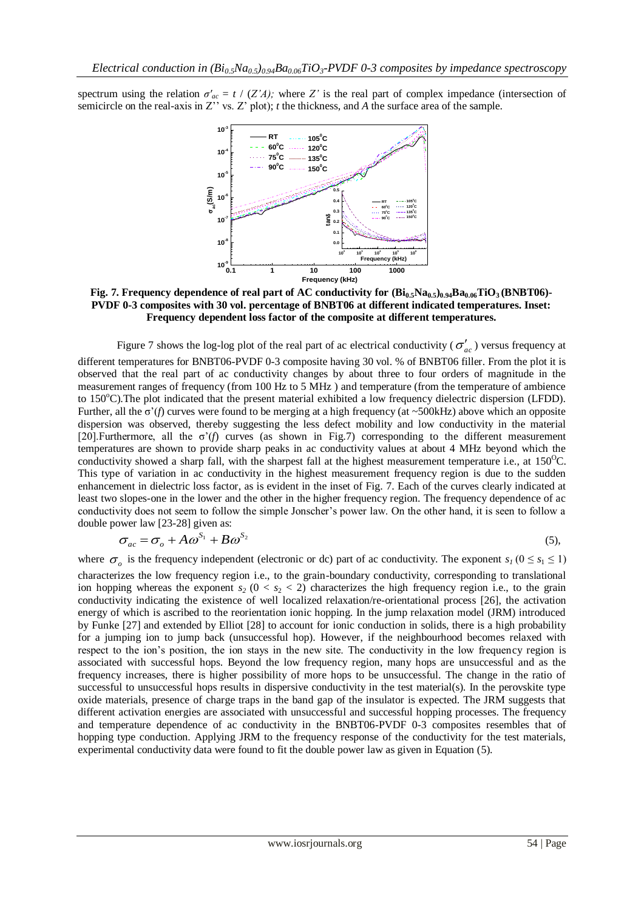spectrum using the relation $\sigma'_{ac} = t / (Z'A)$; where $Z'$ is the real part of complex impedance (intersection of semicircle on the real-axis in Z'' vs. Z' plot); $t$ the thickness, and $A$ the surface area of the sample.

**Fig. 7. Frequency dependence of real part of AC conductivity for $(Bi_{0.5}Na_{0.5})_{0.94}Ba_{0.06}TiO_3$ (BNBT06)-PVDF 0-3 composites with 30 vol. percentage of BNBT06 at different indicated temperatures. Inset: Frequency dependent loss factor of the composite at different temperatures.**

Figure 7 shows the log-log plot of the real part of ac electrical conductivity ($\sigma'_{ac}$) versus frequency at different temperatures for BNBT06-PVDF 0-3 composite having 30 vol. % of BNBT06 filler. From the plot it is observed that the real part of ac conductivity changes by about three to four orders of magnitude in the measurement ranges of frequency (from 100 Hz to 5 MHz ) and temperature (from the temperature of ambience to 150°C).The plot indicated that the present material exhibited a low frequency dielectric dispersion (LFDD). Further, all the σ'($f$) curves were found to be merging at a high frequency (at ~500kHz) above which an opposite dispersion was observed, thereby suggesting the less defect mobility and low conductivity in the material [20].Furthermore, all the σ'($f$) curves (as shown in Fig.7) corresponding to the different measurement temperatures are shown to provide sharp peaks in ac conductivity values at about 4 MHz beyond which the conductivity showed a sharp fall, with the sharpest fall at the highest measurement temperature i.e., at 150°C. This type of variation in ac conductivity in the highest measurement frequency region is due to the sudden enhancement in dielectric loss factor, as is evident in the inset of Fig. 7. Each of the curves clearly indicated at least two slopes-one in the lower and the other in the higher frequency region. The frequency dependence of ac conductivity does not seem to follow the simple Jonscher's power law. On the other hand, it is seen to follow a double power law [23-28] given as:

$$\sigma_{ac} = \sigma_o + A\omega^{S_1} + B\omega^{S_2} \tag{5}$$

where $\sigma_o$ is the frequency independent (electronic or dc) part of ac conductivity. The exponent $s_1$ ($0 \le s_1 \le 1$) characterizes the low frequency region i.e., to the grain-boundary conductivity, corresponding to translational ion hopping whereas the exponent $s_2$ ($0 < s_2 < 2$) characterizes the high frequency region i.e., to the grain conductivity indicating the existence of well localized relaxation/re-orientational process [26], the activation energy of which is ascribed to the reorientation ionic hopping. In the jump relaxation model (JRM) introduced by Funke [27] and extended by Elliot [28] to account for ionic conduction in solids, there is a high probability for a jumping ion to jump back (unsuccessful hop). However, if the neighbourhood becomes relaxed with respect to the ion's position, the ion stays in the new site. The conductivity in the low frequency region is associated with successful hops. Beyond the low frequency region, many hops are unsuccessful and as the frequency increases, there is higher possibility of more hops to be unsuccessful. The change in the ratio of successful to unsuccessful hops results in dispersive conductivity in the test material(s). In the perovskite type oxide materials, presence of charge traps in the band gap of the insulator is expected. The JRM suggests that different activation energies are associated with unsuccessful and successful hopping processes. The frequency and temperature dependence of ac conductivity in the BNBT06-PVDF 0-3 composites resembles that of hopping type conduction. Applying JRM to the frequency response of the conductivity for the test materials, experimental conductivity data were found to fit the double power law as given in Equation (5).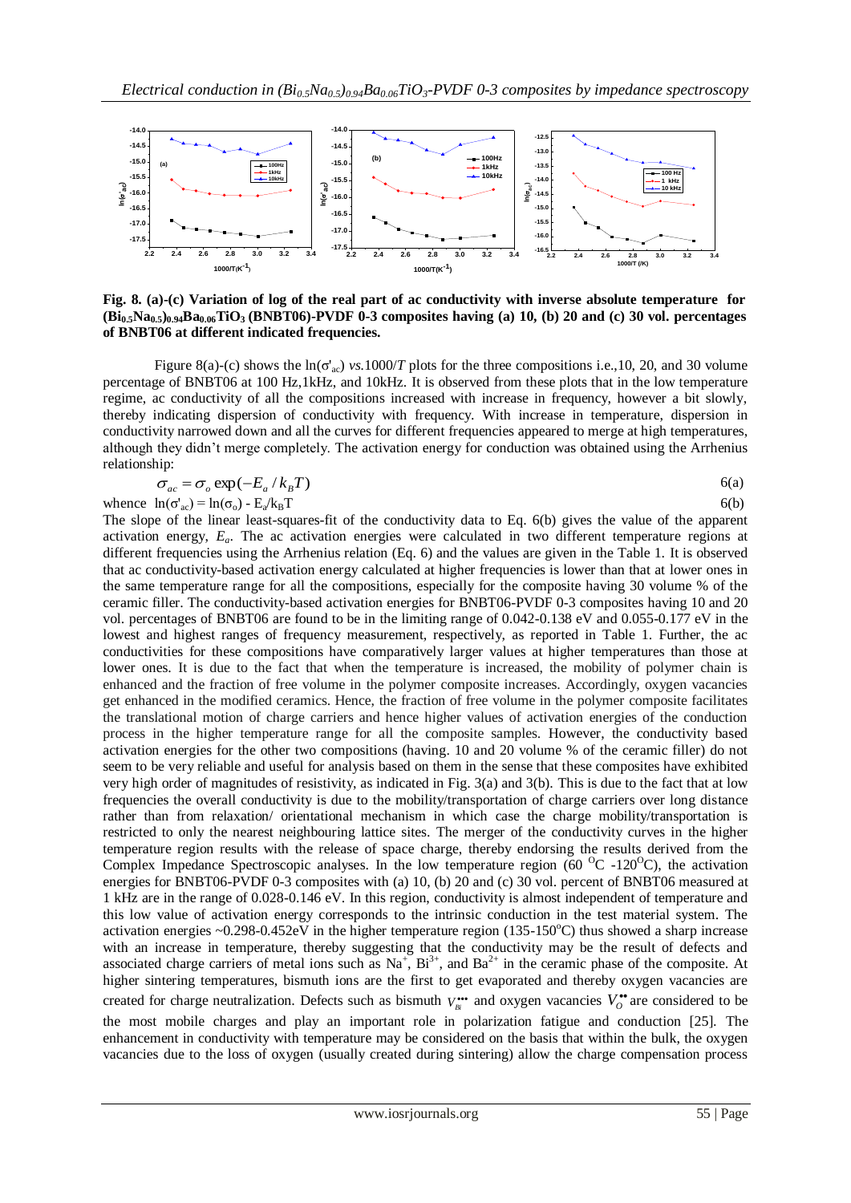**Fig. 8. (a)-(c) Variation of log of the real part of ac conductivity with inverse absolute temperature for $(Bi_{0.5}Na_{0.5})_{0.94}Ba_{0.06}TiO_3$ (BNBT06)-PVDF 0-3 composites having (a) 10, (b) 20 and (c) 30 vol. percentages of BNBT06 at different indicated frequencies.**

Figure 8(a)-(c) shows the $\ln(\sigma'_{ac})$ *vs.*$1000/T$ plots for the three compositions i.e.,10, 20, and 30 volume percentage of BNBT06 at 100 Hz,1kHz, and 10kHz. It is observed from these plots that in the low temperature regime, ac conductivity of all the compositions increased with increase in frequency, however a bit slowly, thereby indicating dispersion of conductivity with frequency. With increase in temperature, dispersion in conductivity narrowed down and all the curves for different frequencies appeared to merge at high temperatures, although they didn't merge completely. The activation energy for conduction was obtained using the Arrhenius relationship:

$$\sigma_{ac} = \sigma_o \exp(-E_a / k_B T) \tag{6(a)}$$

whence $\ln(\sigma'_{ac}) = \ln(\sigma_o) - E_a/k_B T$ 6(b)

The slope of the linear least-squares-fit of the conductivity data to Eq. 6(b) gives the value of the apparent activation energy, $E_a$. The ac activation energies were calculated in two different temperature regions at different frequencies using the Arrhenius relation (Eq. 6) and the values are given in the Table 1. It is observed that ac conductivity-based activation energy calculated at higher frequencies is lower than that at lower ones in the same temperature range for all the compositions, especially for the composite having 30 volume % of the ceramic filler. The conductivity-based activation energies for BNBT06-PVDF 0-3 composites having 10 and 20 vol. percentages of BNBT06 are found to be in the limiting range of 0.042-0.138 eV and 0.055-0.177 eV in the lowest and highest ranges of frequency measurement, respectively, as reported in Table 1. Further, the ac conductivities for these compositions have comparatively larger values at higher temperatures than those at lower ones. It is due to the fact that when the temperature is increased, the mobility of polymer chain is enhanced and the fraction of free volume in the polymer composite increases. Accordingly, oxygen vacancies get enhanced in the modified ceramics. Hence, the fraction of free volume in the polymer composite facilitates the translational motion of charge carriers and hence higher values of activation energies of the conduction process in the higher temperature range for all the composite samples. However, the conductivity based activation energies for the other two compositions (having. 10 and 20 volume % of the ceramic filler) do not seem to be very reliable and useful for analysis based on them in the sense that these composites have exhibited very high order of magnitudes of resistivity, as indicated in Fig. 3(a) and 3(b). This is due to the fact that at low frequencies the overall conductivity is due to the mobility/transportation of charge carriers over long distance rather than from relaxation/ orientational mechanism in which case the charge mobility/transportation is restricted to only the nearest neighbouring lattice sites. The merger of the conductivity curves in the higher temperature region results with the release of space charge, thereby endorsing the results derived from the Complex Impedance Spectroscopic analyses. In the low temperature region (60 $^{O}$C -120$^{O}$C), the activation energies for BNBT06-PVDF 0-3 composites with (a) 10, (b) 20 and (c) 30 vol. percent of BNBT06 measured at 1 kHz are in the range of 0.028-0.146 eV. In this region, conductivity is almost independent of temperature and this low value of activation energy corresponds to the intrinsic conduction in the test material system. The activation energies ~0.298-0.452eV in the higher temperature region (135-150$^{o}$C) thus showed a sharp increase with an increase in temperature, thereby suggesting that the conductivity may be the result of defects and associated charge carriers of metal ions such as $Na^+$, $Bi^{3+}$, and $Ba^{2+}$ in the ceramic phase of the composite. At higher sintering temperatures, bismuth ions are the first to get evaporated and thereby oxygen vacancies are created for charge neutralization. Defects such as bismuth $V_{Bi}^{\bullet\bullet\bullet}$ and oxygen vacancies $V_O^{\bullet\bullet}$ are considered to be the most mobile charges and play an important role in polarization fatigue and conduction [25]. The enhancement in conductivity with temperature may be considered on the basis that within the bulk, the oxygen vacancies due to the loss of oxygen (usually created during sintering) allow the charge compensation process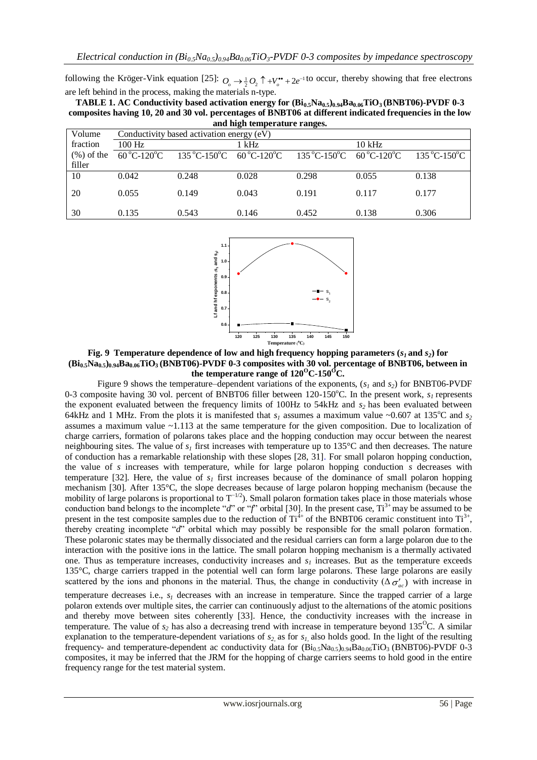following the Kröger-Vink equation [25]: $O_o \rightarrow \frac{1}{2}O_2 \uparrow + V_o^{\bullet\bullet} + 2e^{-1}$ to occur, thereby showing that free electrons are left behind in the process, making the materials n-type.

**TABLE 1. AC Conductivity based activation energy for $(Bi_{0.5}Na_{0.5})_{0.94}Ba_{0.06}TiO_3$ (BNBT06)-PVDF 0-3 composites having 10, 20 and 30 vol. percentages of BNBT06 at different indicated frequencies in the low and high temperature ranges.**

| Volume fraction (%) of the filler | Conductivity based activation energy (eV) | | | | | |
|---|---|---|---|---|---|---|
| | 100 Hz | | 1 kHz | | 10 kHz | |
| | 60 °C-120°C | 135 °C-150°C | 60 °C-120°C | 135 °C-150°C | 60 °C-120°C | 135 °C-150°C |
| 10 | 0.042 | 0.248 | 0.028 | 0.298 | 0.055 | 0.138 |
| 20 | 0.055 | 0.149 | 0.043 | 0.191 | 0.117 | 0.177 |
| 30 | 0.135 | 0.543 | 0.146 | 0.452 | 0.138 | 0.306 |

**Fig. 9 Temperature dependence of low and high frequency hopping parameters ($s_1$ and $s_2$) for $(Bi_{0.5}Na_{0.5})_{0.94}Ba_{0.06}TiO_3$ (BNBT06)-PVDF 0-3 composites with 30 vol. percentage of BNBT06, between in the temperature range of 120°C-150°C.**

Figure 9 shows the temperature–dependent variations of the exponents, ($s_1$ and $s_2$) for BNBT06-PVDF 0-3 composite having 30 vol. percent of BNBT06 filler between 120-150°C. In the present work, $s_1$ represents the exponent evaluated between the frequency limits of 100Hz to 54kHz and $s_2$ has been evaluated between 64kHz and 1 MHz. From the plots it is manifested that $s_1$ assumes a maximum value ~0.607 at 135°C and $s_2$ assumes a maximum value ~1.113 at the same temperature for the given composition. Due to localization of charge carriers, formation of polarons takes place and the hopping conduction may occur between the nearest neighbouring sites. The value of $s_1$ first increases with temperature up to 135°C and then decreases. The nature of conduction has a remarkable relationship with these slopes [28, 31]. For small polaron hopping conduction, the value of $s$ increases with temperature, while for large polaron hopping conduction $s$ decreases with temperature [32]. Here, the value of $s_1$ first increases because of the dominance of small polaron hopping mechanism [30]. After 135°C, the slope decreases because of large polaron hopping mechanism (because the mobility of large polarons is proportional to $T^{-1/2}$). Small polaron formation takes place in those materials whose conduction band belongs to the incomplete "*d*" or "*f*" orbital [30]. In the present case, $Ti^{3+}$ may be assumed to be present in the test composite samples due to the reduction of $Ti^{4+}$ of the BNBT06 ceramic constituent into $Ti^{3+}$, thereby creating incomplete "*d*" orbital which may possibly be responsible for the small polaron formation. These polaronic states may be thermally dissociated and the residual carriers can form a large polaron due to the interaction with the positive ions in the lattice. The small polaron hopping mechanism is a thermally activated one. Thus as temperature increases, conductivity increases and $s_1$ increases. But as the temperature exceeds 135°C, charge carriers trapped in the potential well can form large polarons. These large polarons are easily scattered by the ions and phonons in the material. Thus, the change in conductivity ($\Delta\sigma'_{ac}$) with increase in temperature decreases i.e., $s_1$ decreases with an increase in temperature. Since the trapped carrier of a large polaron extends over multiple sites, the carrier can continuously adjust to the alternations of the atomic positions and thereby move between sites coherently [33]. Hence, the conductivity increases with the increase in temperature. The value of $s_2$ has also a decreasing trend with increase in temperature beyond 135°C. A similar explanation to the temperature-dependent variations of $s_2$, as for $s_1$, also holds good. In the light of the resulting frequency- and temperature-dependent ac conductivity data for $(Bi_{0.5}Na_{0.5})_{0.94}Ba_{0.06}TiO_3$ (BNBT06)-PVDF 0-3 composites, it may be inferred that the JRM for the hopping of charge carriers seems to hold good in the entire frequency range for the test material system.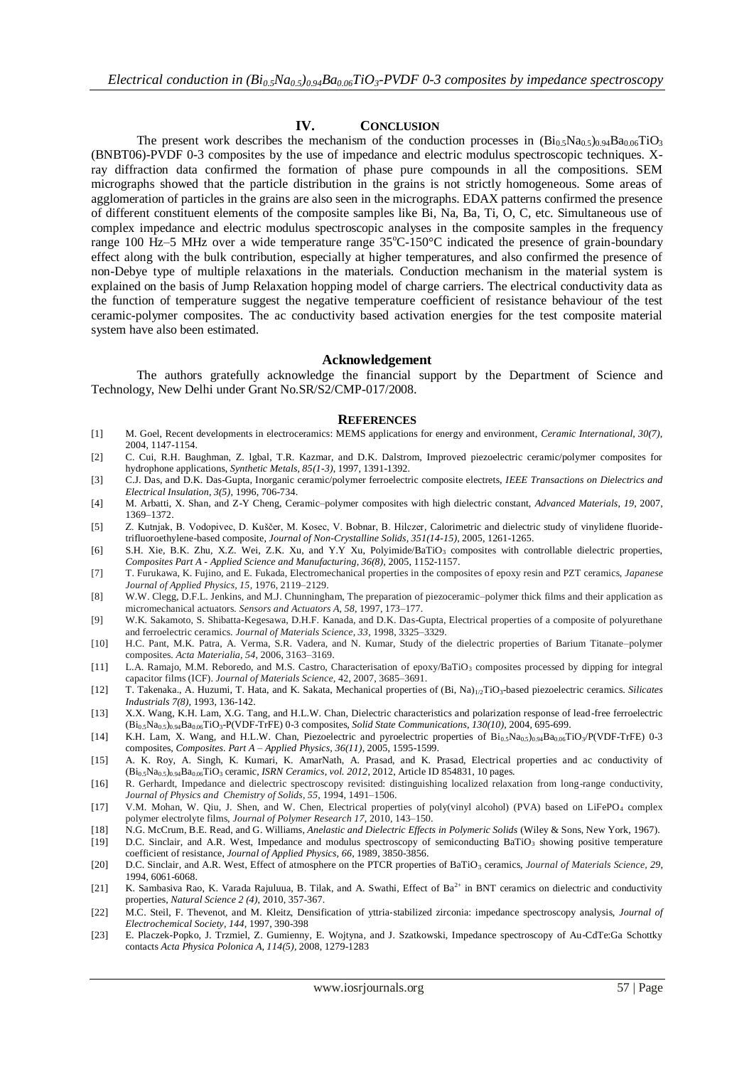## IV. CONCLUSION

The present work describes the mechanism of the conduction processes in $(Bi_{0.5}Na_{0.5})_{0.94}Ba_{0.06}TiO_3$ (BNBT06)-PVDF 0-3 composites by the use of impedance and electric modulus spectroscopic techniques. X-ray diffraction data confirmed the formation of phase pure compounds in all the compositions. SEM micrographs showed that the particle distribution in the grains is not strictly homogeneous. Some areas of agglomeration of particles in the grains are also seen in the micrographs. EDAX patterns confirmed the presence of different constituent elements of the composite samples like Bi, Na, Ba, Ti, O, C, etc. Simultaneous use of complex impedance and electric modulus spectroscopic analyses in the composite samples in the frequency range 100 Hz–5 MHz over a wide temperature range 35°C-150°C indicated the presence of grain-boundary effect along with the bulk contribution, especially at higher temperatures, and also confirmed the presence of non-Debye type of multiple relaxations in the materials. Conduction mechanism in the material system is explained on the basis of Jump Relaxation hopping model of charge carriers. The electrical conductivity data as the function of temperature suggest the negative temperature coefficient of resistance behaviour of the test ceramic-polymer composites. The ac conductivity based activation energies for the test composite material system have also been estimated.

### Acknowledgement

The authors gratefully acknowledge the financial support by the Department of Science and Technology, New Delhi under Grant No.SR/S2/CMP-017/2008.

## REFERENCES

[1] M. Goel, Recent developments in electroceramics: MEMS applications for energy and environment, *Ceramic International, 30(7),* 2004, 1147-1154.

[2] C. Cui, R.H. Baughman, Z. lgbal, T.R. Kazmar, and D.K. Dalstrom, Improved piezoelectric ceramic/polymer composites for hydrophone applications, *Synthetic Metals, 85(1-3),* 1997, 1391-1392.

[3] C.J. Das, and D.K. Das-Gupta, Inorganic ceramic/polymer ferroelectric composite electrets, *IEEE Transactions on Dielectrics and Electrical Insulation, 3(5),* 1996, 706-734.

[4] M. Arbatti, X. Shan, and Z-Y Cheng, Ceramic–polymer composites with high dielectric constant, *Advanced Materials, 19,* 2007, 1369–1372.

[5] Z. Kutnjak, B. Vodopivec, D. Kuščer, M. Kosec, V. Bobnar, B. Hilczer, Calorimetric and dielectric study of vinylidene fluoride-trifluoroethylene-based composite, *Journal of Non-Crystalline Solids, 351(14-15),* 2005, 1261-1265.

[6] S.H. Xie, B.K. Zhu, X.Z. Wei, Z.K. Xu, and Y.Y Xu, Polyimide/$BaTiO_3$ composites with controllable dielectric properties, *Composites Part A - Applied Science and Manufacturing, 36(8),* 2005, 1152-1157.

[7] T. Furukawa, K. Fujino, and E. Fukada, Electromechanical properties in the composites of epoxy resin and PZT ceramics, *Japanese Journal of Applied Physics, 15,* 1976, 2119–2129.

[8] W.W. Clegg, D.F.L. Jenkins, and M.J. Chunningham, The preparation of piezoceramic–polymer thick films and their application as micromechanical actuators. *Sensors and Actuators A, 58,* 1997, 173–177.

[9] W.K. Sakamoto, S. Shibatta-Kegesawa, D.H.F. Kanada, and D.K. Das-Gupta, Electrical properties of a composite of polyurethane and ferroelectric ceramics. *Journal of Materials Science, 33,* 1998, 3325–3329.

[10] H.C. Pant, M.K. Patra, A. Verma, S.R. Vadera, and N. Kumar, Study of the dielectric properties of Barium Titanate–polymer composites. *Acta Materialia, 54,* 2006, 3163–3169.

[11] L.A. Ramajo, M.M. Reboredo, and M.S. Castro, Characterisation of epoxy/$BaTiO_3$ composites processed by dipping for integral capacitor films (ICF). *Journal of Materials Science,* 42, 2007, 3685–3691.

[12] T. Takenaka., A. Huzumi, T. Hata, and K. Sakata, Mechanical properties of $(Bi, Na)_{1/2}TiO_3$-based piezoelectric ceramics. *Silicates Industrials 7(8),* 1993, 136-142.

[13] X.X. Wang, K.H. Lam, X.G. Tang, and H.L.W. Chan, Dielectric characteristics and polarization response of lead-free ferroelectric $(Bi_{0.5}Na_{0.5})_{0.94}Ba_{0.06}TiO_3$-P(VDF-TrFE) 0-3 composites, *Solid State Communications, 130(10),* 2004, 695-699.

[14] K.H. Lam, X. Wang, and H.L.W. Chan, Piezoelectric and pyroelectric properties of $Bi_{0.5}Na_{0.5})_{0.94}Ba_{0.06}TiO_3$/P(VDF-TrFE) 0-3 composites, *Composites. Part A – Applied Physics, 36(11),* 2005, 1595-1599.

[15] A. K. Roy, A. Singh, K. Kumari, K. AmarNath, A. Prasad, and K. Prasad, Electrical properties and ac conductivity of $(Bi_{0.5}Na_{0.5})_{0.94}Ba_{0.06}TiO_3$ ceramic, *ISRN Ceramics, vol. 2012,* 2012, Article ID 854831, 10 pages.

[16] R. Gerhardt, Impedance and dielectric spectroscopy revisited: distinguishing localized relaxation from long-range conductivity, *Journal of Physics and Chemistry of Solids, 55,* 1994, 1491–1506.

[17] V.M. Mohan, W. Qiu, J. Shen, and W. Chen, Electrical properties of poly(vinyl alcohol) (PVA) based on $LiFePO_4$ complex polymer electrolyte films, *Journal of Polymer Research 17,* 2010, 143–150.

[18] N.G. McCrum, B.E. Read, and G. Williams, *Anelastic and Dielectric Effects in Polymeric Solids* (Wiley & Sons, New York, 1967).

[19] D.C. Sinclair, and A.R. West, Impedance and modulus spectroscopy of semiconducting $BaTiO_3$ showing positive temperature coefficient of resistance, *Journal of Applied Physics, 66,* 1989, 3850-3856.

[20] D.C. Sinclair, and A.R. West, Effect of atmosphere on the PTCR properties of $BaTiO_3$ ceramics, *Journal of Materials Science, 29,* 1994, 6061-6068.

[21] K. Sambasiva Rao, K. Varada Rajuluua, B. Tilak, and A. Swathi, Effect of $Ba^{2+}$ in BNT ceramics on dielectric and conductivity properties, *Natural Science 2 (4),* 2010, 357-367.

[22] M.C. Steil, F. Thevenot, and M. Kleitz, Densification of yttria-stabilized zirconia: impedance spectroscopy analysis, *Journal of Electrochemical Society, 144,* 1997, 390-398

[23] E. Placzek-Popko, J. Trzmiel, Z. Gumienny, E. Wojtyna, and J. Szatkowski, Impedance spectroscopy of Au-CdTe:Ga Schottky contacts *Acta Physica Polonica A, 114(5),* 2008, 1279-1283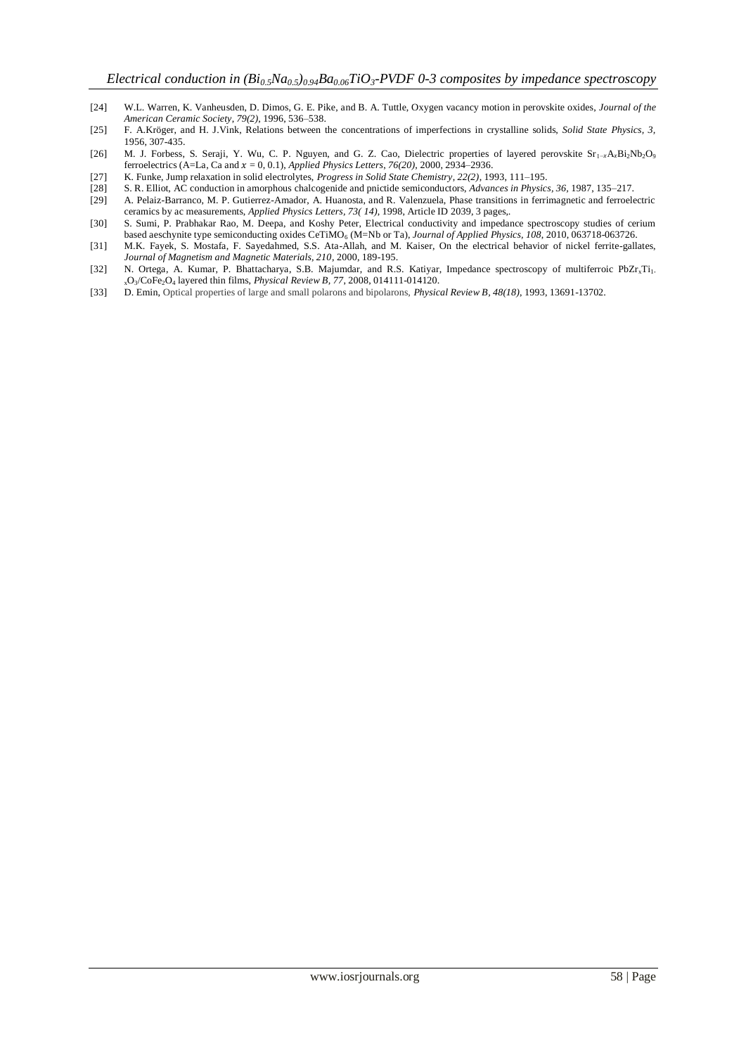[24] W.L. Warren, K. Vanheusden, D. Dimos, G. E. Pike, and B. A. Tuttle, Oxygen vacancy motion in perovskite oxides, *Journal of the American Ceramic Society, 79(2)*, 1996, 536–538.

[25] F. A.Kröger, and H. J.Vink, Relations between the concentrations of imperfections in crystalline solids, *Solid State Physics, 3*, 1956, 307-435.

[26] M. J. Forbess, S. Seraji, Y. Wu, C. P. Nguyen, and G. Z. Cao, Dielectric properties of layered perovskite $Sr_{1-x}A_xBi_2Nb_2O_9$ ferroelectrics (A=La, Ca and $x = 0, 0.1$), *Applied Physics Letters, 76(20)*, 2000, 2934–2936.

[27] K. Funke, Jump relaxation in solid electrolytes, *Progress in Solid State Chemistry, 22(2)*, 1993, 111–195.

[28] S. R. Elliot, AC conduction in amorphous chalcogenide and pnictide semiconductors, *Advances in Physics, 36*, 1987, 135–217.

[29] A. Pelaiz-Barranco, M. P. Gutierrez-Amador, A. Huanosta, and R. Valenzuela, Phase transitions in ferrimagnetic and ferroelectric ceramics by ac measurements, *Applied Physics Letters, 73( 14)*, 1998, Article ID 2039, 3 pages,.

[30] S. Sumi, P. Prabhakar Rao, M. Deepa, and Koshy Peter, Electrical conductivity and impedance spectroscopy studies of cerium based aeschynite type semiconducting oxides $CeTiMO_6$ (M=Nb or Ta), *Journal of Applied Physics, 108*, 2010, 063718-063726.

[31] M.K. Fayek, S. Mostafa, F. Sayedahmed, S.S. Ata-Allah, and M. Kaiser, On the electrical behavior of nickel ferrite-gallates, *Journal of Magnetism and Magnetic Materials, 210*, 2000, 189-195.

[32] N. Ortega, A. Kumar, P. Bhattacharya, S.B. Majumdar, and R.S. Katiyar, Impedance spectroscopy of multiferroic $PbZr_xTi_{1-x}O_3/CoFe_2O_4$ layered thin films, *Physical Review B, 77*, 2008, 014111-014120.

[33] D. Emin, Optical properties of large and small polarons and bipolarons, *Physical Review B, 48(18)*, 1993, 13691-13702.